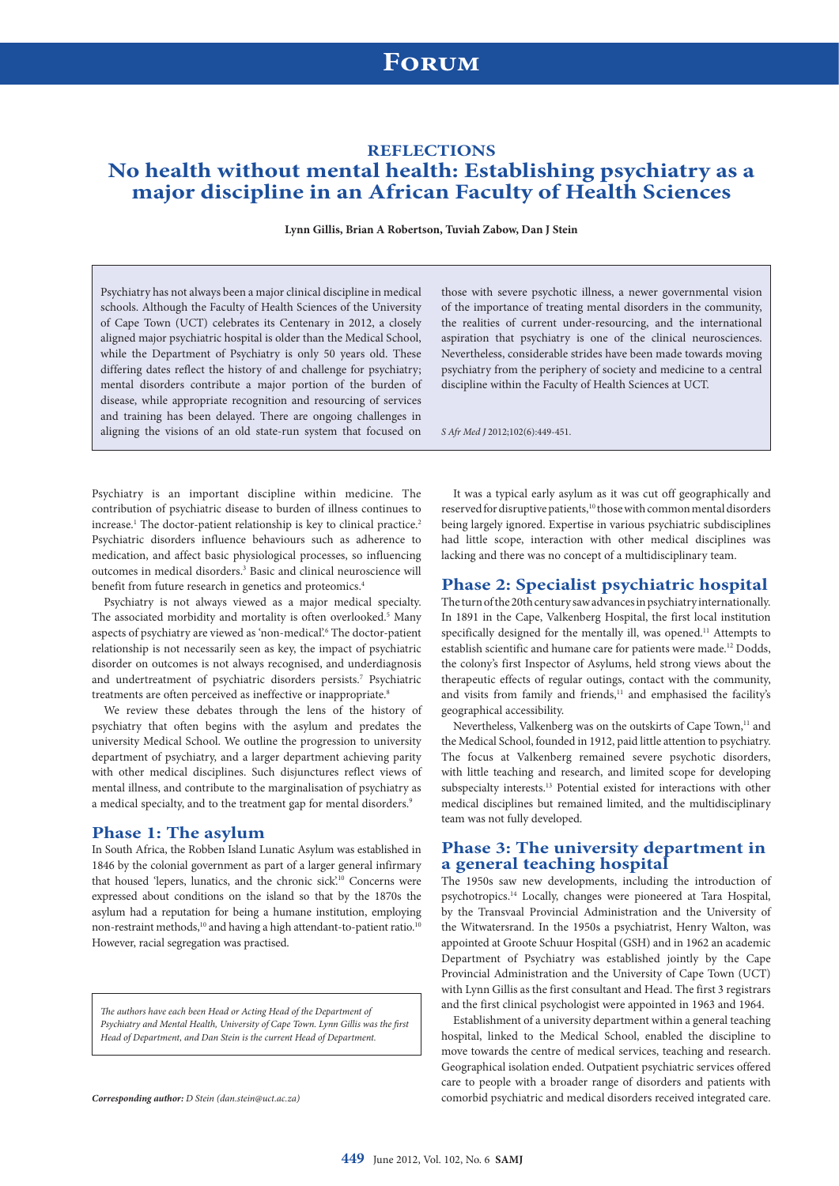REFLECTIONS

# No health without mental health: Establishing psychiatry as a major discipline in an African Faculty of Health Sciences

**Lynn Gillis, Brian A Robertson, Tuviah Zabow, Dan J Stein**

Psychiatry has not always been a major clinical discipline in medical schools. Although the Faculty of Health Sciences of the University of Cape Town (UCT) celebrates its Centenary in 2012, a closely aligned major psychiatric hospital is older than the Medical School, while the Department of Psychiatry is only 50 years old. These differing dates reflect the history of and challenge for psychiatry; mental disorders contribute a major portion of the burden of disease, while appropriate recognition and resourcing of services and training has been delayed. There are ongoing challenges in aligning the visions of an old state-run system that focused on those with severe psychotic illness, a newer governmental vision of the importance of treating mental disorders in the community, the realities of current under-resourcing, and the international aspiration that psychiatry is one of the clinical neurosciences. Nevertheless, considerable strides have been made towards moving psychiatry from the periphery of society and medicine to a central discipline within the Faculty of Health Sciences at UCT.

*S Afr Med J* 2012;102(6):449-451.

Psychiatry is an important discipline within medicine. The contribution of psychiatric disease to burden of illness continues to increase.[1] The doctor-patient relationship is key to clinical practice.[2] Psychiatric disorders influence behaviours such as adherence to medication, and affect basic physiological processes, so influencing outcomes in medical disorders.[3] Basic and clinical neuroscience will benefit from future research in genetics and proteomics.[4]

Psychiatry is not always viewed as a major medical specialty. The associated morbidity and mortality is often overlooked.[5] Many aspects of psychiatry are viewed as 'non-medical'.[6] The doctor-patient relationship is not necessarily seen as key, the impact of psychiatric disorder on outcomes is not always recognised, and underdiagnosis and undertreatment of psychiatric disorders persists.[7] Psychiatric treatments are often perceived as ineffective or inappropriate.[8]

We review these debates through the lens of the history of psychiatry that often begins with the asylum and predates the university Medical School. We outline the progression to university department of psychiatry, and a larger department achieving parity with other medical disciplines. Such disjunctures reflect views of mental illness, and contribute to the marginalisation of psychiatry as a medical specialty, and to the treatment gap for mental disorders.[9]

## Phase 1: The asylum

In South Africa, the Robben Island Lunatic Asylum was established in 1846 by the colonial government as part of a larger general infirmary that housed 'lepers, lunatics, and the chronic sick'.[10] Concerns were expressed about conditions on the island so that by the 1870s the asylum had a reputation for being a humane institution, employing non-restraint methods,[10] and having a high attendant-to-patient ratio.[10] However, racial segregation was practised.

*The authors have each been Head or Acting Head of the Department of Psychiatry and Mental Health, University of Cape Town. Lynn Gillis was the first Head of Department, and Dan Stein is the current Head of Department.*

***Corresponding author:** D Stein (dan.stein@uct.ac.za)*

It was a typical early asylum as it was cut off geographically and reserved for disruptive patients,[10] those with common mental disorders being largely ignored. Expertise in various psychiatric subdisciplines had little scope, interaction with other medical disciplines was lacking and there was no concept of a multidisciplinary team.

## Phase 2: Specialist psychiatric hospital

The turn of the 20th century saw advances in psychiatry internationally. In 1891 in the Cape, Valkenberg Hospital, the first local institution specifically designed for the mentally ill, was opened.[11] Attempts to establish scientific and humane care for patients were made.[12] Dodds, the colony's first Inspector of Asylums, held strong views about the therapeutic effects of regular outings, contact with the community, and visits from family and friends,[11] and emphasised the facility's geographical accessibility.

Nevertheless, Valkenberg was on the outskirts of Cape Town,[11] and the Medical School, founded in 1912, paid little attention to psychiatry. The focus at Valkenberg remained severe psychotic disorders, with little teaching and research, and limited scope for developing subspecialty interests.[13] Potential existed for interactions with other medical disciplines but remained limited, and the multidisciplinary team was not fully developed.

## Phase 3: The university department in a general teaching hospital

The 1950s saw new developments, including the introduction of psychotropics.[14] Locally, changes were pioneered at Tara Hospital, by the Transvaal Provincial Administration and the University of the Witwatersrand. In the 1950s a psychiatrist, Henry Walton, was appointed at Groote Schuur Hospital (GSH) and in 1962 an academic Department of Psychiatry was established jointly by the Cape Provincial Administration and the University of Cape Town (UCT) with Lynn Gillis as the first consultant and Head. The first 3 registrars and the first clinical psychologist were appointed in 1963 and 1964.

Establishment of a university department within a general teaching hospital, linked to the Medical School, enabled the discipline to move towards the centre of medical services, teaching and research. Geographical isolation ended. Outpatient psychiatric services offered care to people with a broader range of disorders and patients with comorbid psychiatric and medical disorders received integrated care.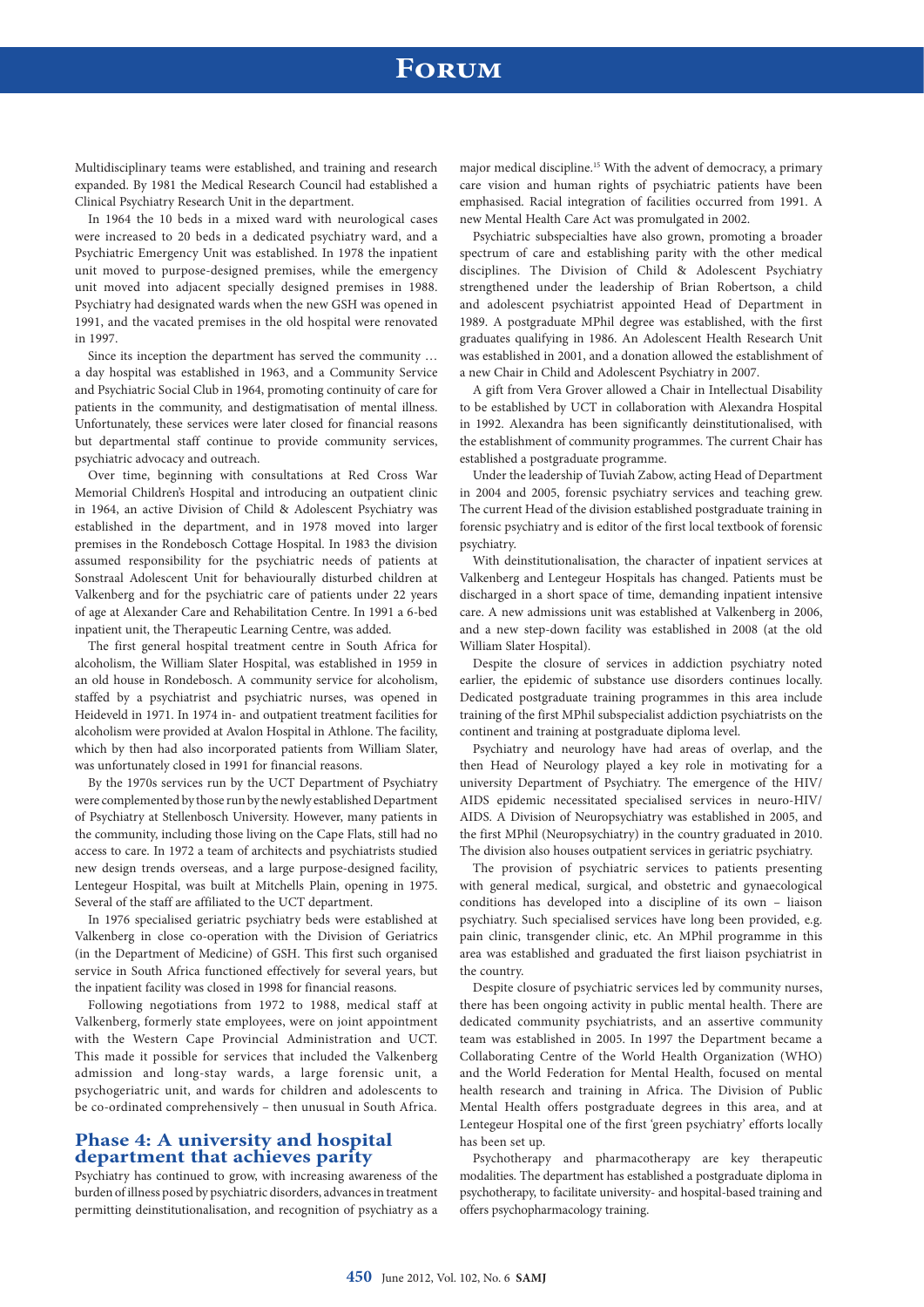Multidisciplinary teams were established, and training and research expanded. By 1981 the Medical Research Council had established a Clinical Psychiatry Research Unit in the department.

In 1964 the 10 beds in a mixed ward with neurological cases were increased to 20 beds in a dedicated psychiatry ward, and a Psychiatric Emergency Unit was established. In 1978 the inpatient unit moved to purpose-designed premises, while the emergency unit moved into adjacent specially designed premises in 1988. Psychiatry had designated wards when the new GSH was opened in 1991, and the vacated premises in the old hospital were renovated in 1997.

Since its inception the department has served the community … a day hospital was established in 1963, and a Community Service and Psychiatric Social Club in 1964, promoting continuity of care for patients in the community, and destigmatisation of mental illness. Unfortunately, these services were later closed for financial reasons but departmental staff continue to provide community services, psychiatric advocacy and outreach.

Over time, beginning with consultations at Red Cross War Memorial Children's Hospital and introducing an outpatient clinic in 1964, an active Division of Child & Adolescent Psychiatry was established in the department, and in 1978 moved into larger premises in the Rondebosch Cottage Hospital. In 1983 the division assumed responsibility for the psychiatric needs of patients at Sonstraal Adolescent Unit for behaviourally disturbed children at Valkenberg and for the psychiatric care of patients under 22 years of age at Alexander Care and Rehabilitation Centre. In 1991 a 6-bed inpatient unit, the Therapeutic Learning Centre, was added.

The first general hospital treatment centre in South Africa for alcoholism, the William Slater Hospital, was established in 1959 in an old house in Rondebosch. A community service for alcoholism, staffed by a psychiatrist and psychiatric nurses, was opened in Heideveld in 1971. In 1974 in- and outpatient treatment facilities for alcoholism were provided at Avalon Hospital in Athlone. The facility, which by then had also incorporated patients from William Slater, was unfortunately closed in 1991 for financial reasons.

By the 1970s services run by the UCT Department of Psychiatry were complemented by those run by the newly established Department of Psychiatry at Stellenbosch University. However, many patients in the community, including those living on the Cape Flats, still had no access to care. In 1972 a team of architects and psychiatrists studied new design trends overseas, and a large purpose-designed facility, Lentegeur Hospital, was built at Mitchells Plain, opening in 1975. Several of the staff are affiliated to the UCT department.

In 1976 specialised geriatric psychiatry beds were established at Valkenberg in close co-operation with the Division of Geriatrics (in the Department of Medicine) of GSH. This first such organised service in South Africa functioned effectively for several years, but the inpatient facility was closed in 1998 for financial reasons.

Following negotiations from 1972 to 1988, medical staff at Valkenberg, formerly state employees, were on joint appointment with the Western Cape Provincial Administration and UCT. This made it possible for services that included the Valkenberg admission and long-stay wards, a large forensic unit, a psychogeriatric unit, and wards for children and adolescents to be co-ordinated comprehensively – then unusual in South Africa.

## Phase 4: A university and hospital department that achieves parity

Psychiatry has continued to grow, with increasing awareness of the burden of illness posed by psychiatric disorders, advances in treatment permitting deinstitutionalisation, and recognition of psychiatry as a major medical discipline.[15] With the advent of democracy, a primary care vision and human rights of psychiatric patients have been emphasised. Racial integration of facilities occurred from 1991. A new Mental Health Care Act was promulgated in 2002.

Psychiatric subspecialties have also grown, promoting a broader spectrum of care and establishing parity with the other medical disciplines. The Division of Child & Adolescent Psychiatry strengthened under the leadership of Brian Robertson, a child and adolescent psychiatrist appointed Head of Department in 1989. A postgraduate MPhil degree was established, with the first graduates qualifying in 1986. An Adolescent Health Research Unit was established in 2001, and a donation allowed the establishment of a new Chair in Child and Adolescent Psychiatry in 2007.

A gift from Vera Grover allowed a Chair in Intellectual Disability to be established by UCT in collaboration with Alexandra Hospital in 1992. Alexandra has been significantly deinstitutionalised, with the establishment of community programmes. The current Chair has established a postgraduate programme.

Under the leadership of Tuviah Zabow, acting Head of Department in 2004 and 2005, forensic psychiatry services and teaching grew. The current Head of the division established postgraduate training in forensic psychiatry and is editor of the first local textbook of forensic psychiatry.

With deinstitutionalisation, the character of inpatient services at Valkenberg and Lentegeur Hospitals has changed. Patients must be discharged in a short space of time, demanding inpatient intensive care. A new admissions unit was established at Valkenberg in 2006, and a new step-down facility was established in 2008 (at the old William Slater Hospital).

Despite the closure of services in addiction psychiatry noted earlier, the epidemic of substance use disorders continues locally. Dedicated postgraduate training programmes in this area include training of the first MPhil subspecialist addiction psychiatrists on the continent and training at postgraduate diploma level.

Psychiatry and neurology have had areas of overlap, and the then Head of Neurology played a key role in motivating for a university Department of Psychiatry. The emergence of the HIV/AIDS epidemic necessitated specialised services in neuro-HIV/AIDS. A Division of Neuropsychiatry was established in 2005, and the first MPhil (Neuropsychiatry) in the country graduated in 2010. The division also houses outpatient services in geriatric psychiatry.

The provision of psychiatric services to patients presenting with general medical, surgical, and obstetric and gynaecological conditions has developed into a discipline of its own – liaison psychiatry. Such specialised services have long been provided, e.g. pain clinic, transgender clinic, etc. An MPhil programme in this area was established and graduated the first liaison psychiatrist in the country.

Despite closure of psychiatric services led by community nurses, there has been ongoing activity in public mental health. There are dedicated community psychiatrists, and an assertive community team was established in 2005. In 1997 the Department became a Collaborating Centre of the World Health Organization (WHO) and the World Federation for Mental Health, focused on mental health research and training in Africa. The Division of Public Mental Health offers postgraduate degrees in this area, and at Lentegeur Hospital one of the first 'green psychiatry' efforts locally has been set up.

Psychotherapy and pharmacotherapy are key therapeutic modalities. The department has established a postgraduate diploma in psychotherapy, to facilitate university- and hospital-based training and offers psychopharmacology training.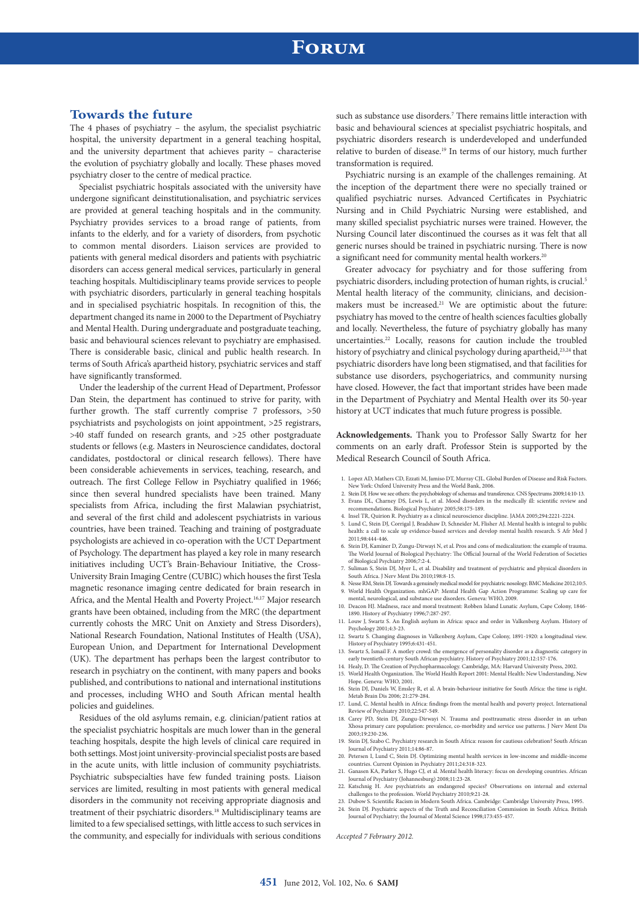## Towards the future

The 4 phases of psychiatry – the asylum, the specialist psychiatric hospital, the university department in a general teaching hospital, and the university department that achieves parity – characterise the evolution of psychiatry globally and locally. These phases moved psychiatry closer to the centre of medical practice.

Specialist psychiatric hospitals associated with the university have undergone significant deinstitutionalisation, and psychiatric services are provided at general teaching hospitals and in the community. Psychiatry provides services to a broad range of patients, from infants to the elderly, and for a variety of disorders, from psychotic to common mental disorders. Liaison services are provided to patients with general medical disorders and patients with psychiatric disorders can access general medical services, particularly in general teaching hospitals. Multidisciplinary teams provide services to people with psychiatric disorders, particularly in general teaching hospitals and in specialised psychiatric hospitals. In recognition of this, the department changed its name in 2000 to the Department of Psychiatry and Mental Health. During undergraduate and postgraduate teaching, basic and behavioural sciences relevant to psychiatry are emphasised. There is considerable basic, clinical and public health research. In terms of South Africa's apartheid history, psychiatric services and staff have significantly transformed.

Under the leadership of the current Head of Department, Professor Dan Stein, the department has continued to strive for parity, with further growth. The staff currently comprise 7 professors, >50 psychiatrists and psychologists on joint appointment, >25 registrars, >40 staff funded on research grants, and >25 other postgraduate students or fellows (e.g. Masters in Neuroscience candidates, doctoral candidates, postdoctoral or clinical research fellows). There have been considerable achievements in services, teaching, research, and outreach. The first College Fellow in Psychiatry qualified in 1966; since then several hundred specialists have been trained. Many specialists from Africa, including the first Malawian psychiatrist, and several of the first child and adolescent psychiatrists in various countries, have been trained. Teaching and training of postgraduate psychologists are achieved in co-operation with the UCT Department of Psychology. The department has played a key role in many research initiatives including UCT's Brain-Behaviour Initiative, the Cross-University Brain Imaging Centre (CUBIC) which houses the first Tesla magnetic resonance imaging centre dedicated for brain research in Africa, and the Mental Health and Poverty Project.[16,17] Major research grants have been obtained, including from the MRC (the department currently cohosts the MRC Unit on Anxiety and Stress Disorders), National Research Foundation, National Institutes of Health (USA), European Union, and Department for International Development (UK). The department has perhaps been the largest contributor to research in psychiatry on the continent, with many papers and books published, and contributions to national and international institutions and processes, including WHO and South African mental health policies and guidelines.

Residues of the old asylums remain, e.g. clinician/patient ratios at the specialist psychiatric hospitals are much lower than in the general teaching hospitals, despite the high levels of clinical care required in both settings. Most joint university-provincial specialist posts are based in the acute units, with little inclusion of community psychiatrists. Psychiatric subspecialties have few funded training posts. Liaison services are limited, resulting in most patients with general medical disorders in the community not receiving appropriate diagnosis and treatment of their psychiatric disorders.[18] Multidisciplinary teams are limited to a few specialised settings, with little access to such services in the community, and especially for individuals with serious conditions such as substance use disorders.[7] There remains little interaction with basic and behavioural sciences at specialist psychiatric hospitals, and psychiatric disorders research is underdeveloped and underfunded relative to burden of disease.[19] In terms of our history, much further transformation is required.

Psychiatric nursing is an example of the challenges remaining. At the inception of the department there were no specially trained or qualified psychiatric nurses. Advanced Certificates in Psychiatric Nursing and in Child Psychiatric Nursing were established, and many skilled specialist psychiatric nurses were trained. However, the Nursing Council later discontinued the courses as it was felt that all generic nurses should be trained in psychiatric nursing. There is now a significant need for community mental health workers.[20]

Greater advocacy for psychiatry and for those suffering from psychiatric disorders, including protection of human rights, is crucial.[5] Mental health literacy of the community, clinicians, and decision-makers must be increased.[21] We are optimistic about the future: psychiatry has moved to the centre of health sciences faculties globally and locally. Nevertheless, the future of psychiatry globally has many uncertainties.[22] Locally, reasons for caution include the troubled history of psychiatry and clinical psychology during apartheid,[23,24] that psychiatric disorders have long been stigmatised, and that facilities for substance use disorders, psychogeriatrics, and community nursing have closed. However, the fact that important strides have been made in the Department of Psychiatry and Mental Health over its 50-year history at UCT indicates that much future progress is possible.

**Acknowledgements.** Thank you to Professor Sally Swartz for her comments on an early draft. Professor Stein is supported by the Medical Research Council of South Africa.

1. Lopez AD, Mathers CD, Ezzati M, Jamiso DT, Murray CJL. Global Burden of Disease and Risk Factors. New York: Oxford University Press and the World Bank, 2006.
2. Stein DJ. How we see others: the psychobiology of schemas and transference. CNS Spectrums 2009;14:10-13.
3. Evans DL, Charney DS, Lewis L, et al. Mood disorders in the medically ill: scientific review and recommendations. Biological Psychiatry 2005;58:175-189.
4. Insel TR, Quirion R. Psychiatry as a clinical neuroscience discipline. JAMA 2005;294:2221-2224.
5. Lund C, Stein DJ, Corrigal J, Bradshaw D, Schneider M, Flisher AJ. Mental health is integral to public health: a call to scale up evidence-based services and develop mental health research. S Afr Med J 2011;98:444-446.
6. Stein DJ, Kaminer D, Zungu-Dirwayi N, et al. Pros and cons of medicalization: the example of trauma. The World Journal of Biological Psychiatry: The Official Journal of the World Federation of Societies of Biological Psychiatry 2006;7:2-4.
7. Suliman S, Stein DJ, Myer L, et al. Disability and treatment of psychiatric and physical disorders in South Africa. J Nerv Ment Dis 2010;198:8-15.
8. Nesse RM, Stein DJ. Towards a genuinely medical model for psychiatric nosology. BMC Medicine 2012;10:5.
9. World Health Organization. mhGAP: Mental Health Gap Action Programme: Scaling up care for mental, neurological, and substance use disorders. Geneva: WHO, 2009.
10. Deacon HJ. Madness, race and moral treatment: Robben Island Lunatic Asylum, Cape Colony, 1846-1890. History of Psychiatry 1996;7:287-297.
11. Louw J, Swartz S. An English asylum in Africa: space and order in Valkenberg Asylum. History of Psychology 2001;4:3-23.
12. Swartz S. Changing diagnoses in Valkenberg Asylum, Cape Colony, 1891-1920: a longitudinal view. History of Psychiatry 1995;6:431-451.
13. Swartz S, Ismail F. A motley crowd: the emergence of personality disorder as a diagnostic category in early twentieth-century South African psychiatry. History of Psychiatry 2001;12:157-176.
14. Healy, D. The Creation of Psychopharmacology. Cambridge, MA: Harvard University Press, 2002.
15. World Health Organization. The World Health Report 2001: Mental Health: New Understanding, New Hope. Geneva: WHO, 2001.
16. Stein DJ, Daniels W, Emsley R, et al. A brain-behaviour initiative for South Africa: the time is right. Metab Brain Dis 2006; 21:279-284.
17. Lund, C. Mental health in Africa: findings from the mental health and poverty project. International Review of Psychiatry 2010;22:547-549.
18. Carey PD, Stein DJ, Zungu-Dirwayi N. Trauma and posttraumatic stress disorder in an urban Xhosa primary care population: prevalence, co-morbidity and service use patterns. J Nerv Ment Dis 2003;19:230-236.
19. Stein DJ, Szabo C. Psychiatry research in South Africa: reason for cautious celebration? South African Journal of Psychiatry 2011;14:86-87.
20. Petersen I, Lund C, Stein DJ. Optimizing mental health services in low-income and middle-income countries. Current Opinion in Psychiatry 2011;24:318-323.
21. Ganasen KA, Parker S, Hugo CJ, et al. Mental health literacy: focus on developing countries. African Journal of Psychiatry (Johannesburg) 2008;11:23-28.
22. Katschnig H. Are psychiatrists an endangered species? Observations on internal and external challenges to the profession. World Psychiatry 2010;9:21-28.
23. Dubow S. Scientific Racism in Modern South Africa. Cambridge: Cambridge University Press, 1995.
24. Stein DJ. Psychiatric aspects of the Truth and Reconciliation Commission in South Africa. British Journal of Psychiatry; the Journal of Mental Science 1998;173:455-457.

*Accepted 7 February 2012.*